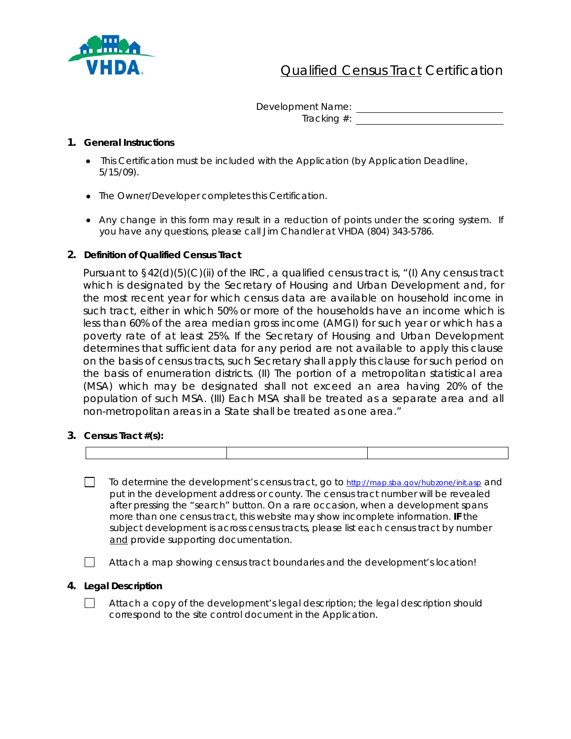VHDA

# Qualified Census Tract Certification

Development Name: ______________________________
Tracking #: ______________________________

## 1. General Instructions

- This Certification must be included with the Application (by Application Deadline, 5/15/09).
- The Owner/Developer completes this Certification.
- Any change in this form may result in a reduction of points under the scoring system. If you have any questions, please call Jim Chandler at VHDA (804) 343-5786.

## 2. Definition of Qualified Census Tract

Pursuant to §42(d)(5)(C)(ii) of the IRC, a qualified census tract is, "(I) Any census tract which is designated by the Secretary of Housing and Urban Development and, for the most recent year for which census data are available on household income in such tract, either in which 50% or more of the households have an income which is less than 60% of the area median gross income (AMGI) for such year or which has a poverty rate of at least 25%. If the Secretary of Housing and Urban Development determines that sufficient data for any period are not available to apply this clause on the basis of census tracts, such Secretary shall apply this clause for such period on the basis of enumeration districts. (II) The portion of a metropolitan statistical area (MSA) which may be designated shall not exceed an area having 20% of the population of such MSA. (III) Each MSA shall be treated as a separate area and all non-metropolitan areas in a State shall be treated as one area."

## 3. Census Tract #(s):

| | | |
|---|---|---|
| | | |

☐ To determine the development's census tract, go to http://map.sba.gov/hubzone/init.asp and put in the development address or county. The census tract number will be revealed after pressing the "search" button. On a rare occasion, when a development spans more than one census tract, this website may show incomplete information. **IF** the subject development is across census tracts, please list each census tract by number <u>and</u> provide supporting documentation.

☐ Attach a map showing census tract boundaries and the development's location!

## 4. Legal Description

☐ Attach a copy of the development's legal description; the legal description should correspond to the site control document in the Application.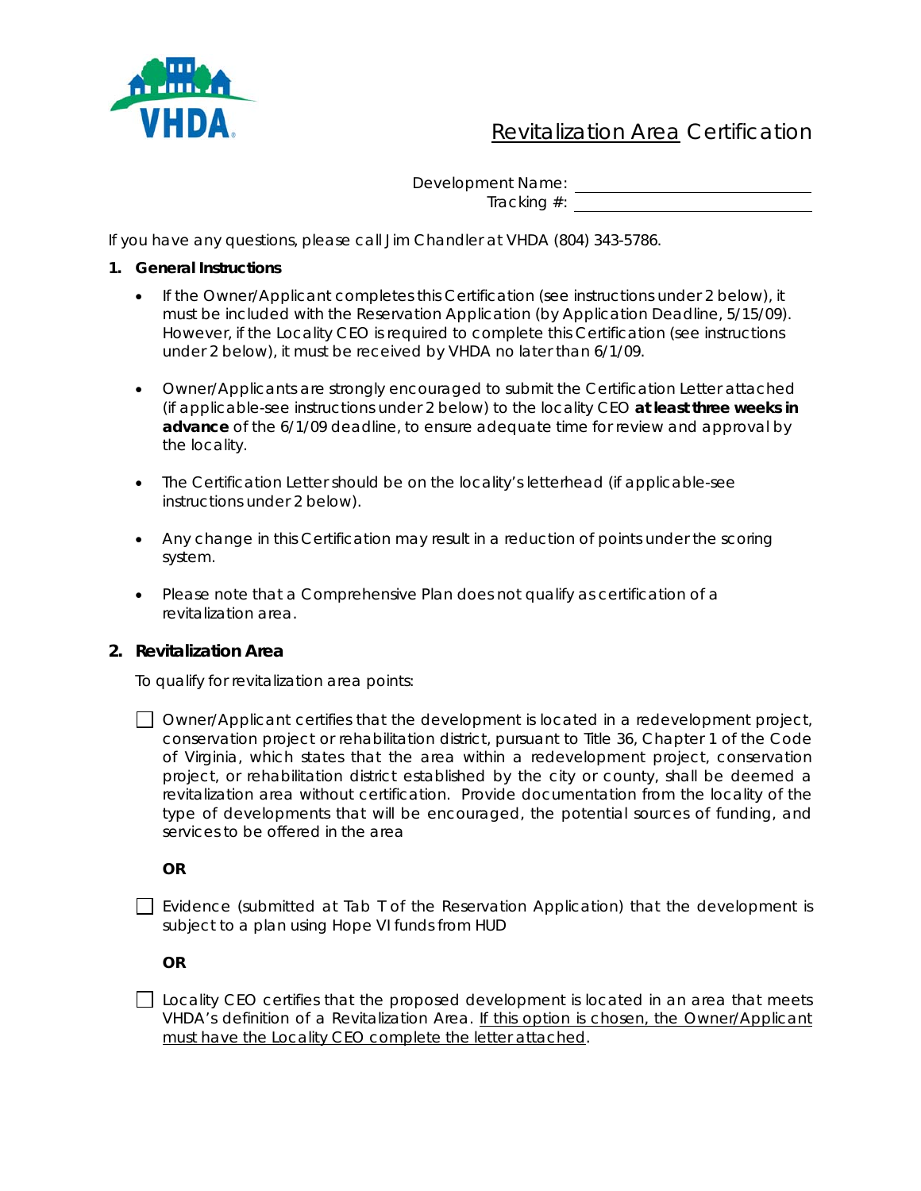# Revitalization Area Certification

Development Name: ______________________

Tracking #: ______________________

If you have any questions, please call Jim Chandler at VHDA (804) 343-5786.

## 1. General Instructions

- If the Owner/Applicant completes this Certification (see instructions under 2 below), it must be included with the Reservation Application (by Application Deadline, 5/15/09). However, if the Locality CEO is required to complete this Certification (see instructions under 2 below), it must be received by VHDA no later than 6/1/09.

- Owner/Applicants are strongly encouraged to submit the Certification Letter attached (if applicable-see instructions under 2 below) to the locality CEO **at least three weeks in advance** of the 6/1/09 deadline, to ensure adequate time for review and approval by the locality.

- The Certification Letter should be on the locality's letterhead (if applicable-see instructions under 2 below).

- Any change in this Certification may result in a reduction of points under the scoring system.

- Please note that a Comprehensive Plan does not qualify as certification of a revitalization area.

## 2. Revitalization Area

To qualify for revitalization area points:

☐ Owner/Applicant certifies that the development is located in a redevelopment project, conservation project or rehabilitation district, pursuant to Title 36, Chapter 1 of the Code of Virginia, which states that the area within a redevelopment project, conservation project, or rehabilitation district established by the city or county, shall be deemed a revitalization area without certification. Provide documentation from the locality of the type of developments that will be encouraged, the potential sources of funding, and services to be offered in the area

**OR**

☐ Evidence (submitted at Tab T of the Reservation Application) that the development is subject to a plan using Hope VI funds from HUD

**OR**

☐ Locality CEO certifies that the proposed development is located in an area that meets VHDA's definition of a Revitalization Area. <u>If this option is chosen, the Owner/Applicant must have the Locality CEO complete the letter attached</u>.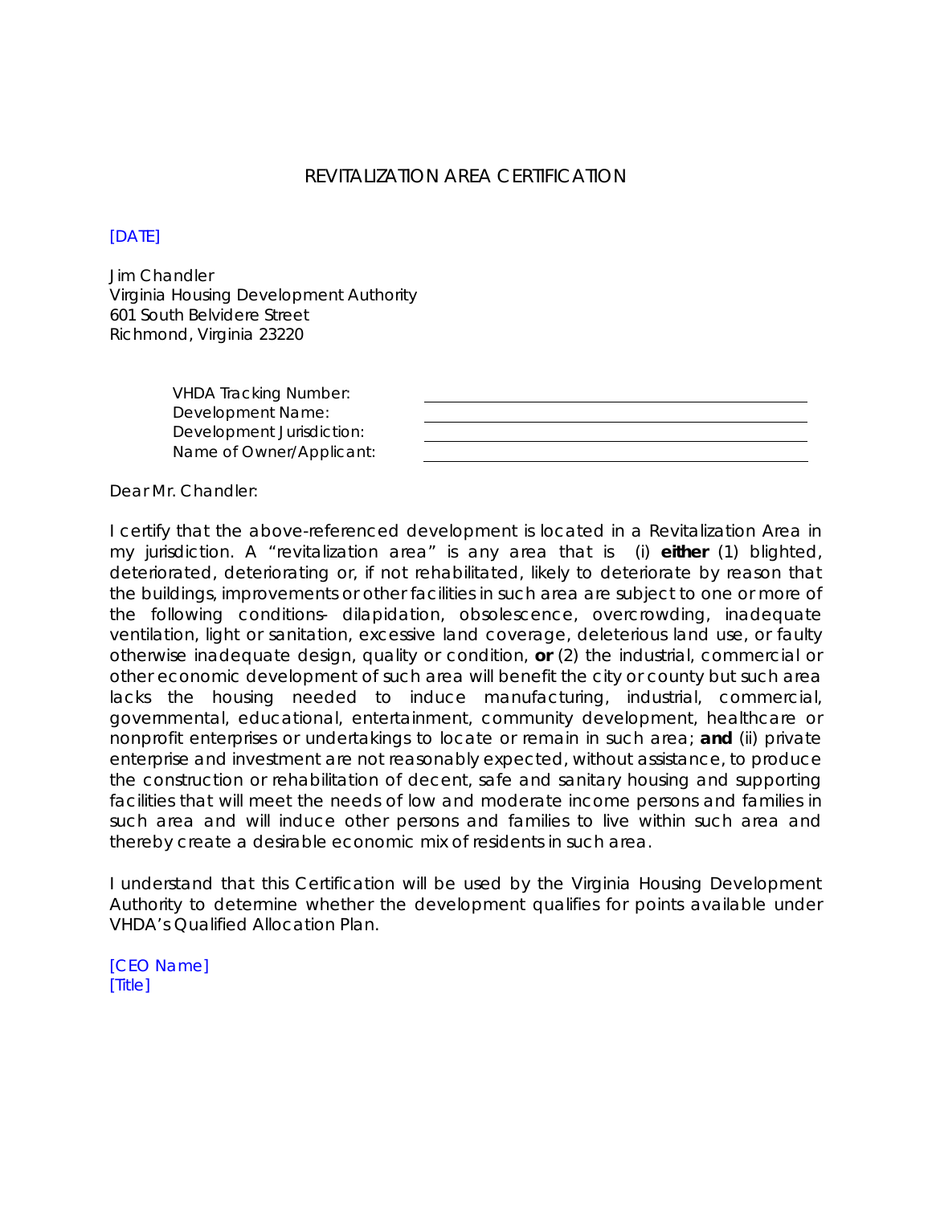# REVITALIZATION AREA CERTIFICATION

[DATE]

Jim Chandler
Virginia Housing Development Authority
601 South Belvidere Street
Richmond, Virginia 23220

| | |
|---|---|
| VHDA Tracking Number: | |
| Development Name: | |
| Development Jurisdiction: | |
| Name of Owner/Applicant: | |

Dear Mr. Chandler:

I certify that the above-referenced development is located in a Revitalization Area in my jurisdiction. A "revitalization area" is any area that is (i) **either** (1) blighted, deteriorated, deteriorating or, if not rehabilitated, likely to deteriorate by reason that the buildings, improvements or other facilities in such area are subject to one or more of the following conditions- dilapidation, obsolescence, overcrowding, inadequate ventilation, light or sanitation, excessive land coverage, deleterious land use, or faulty otherwise inadequate design, quality or condition, **or** (2) the industrial, commercial or other economic development of such area will benefit the city or county but such area lacks the housing needed to induce manufacturing, industrial, commercial, governmental, educational, entertainment, community development, healthcare or nonprofit enterprises or undertakings to locate or remain in such area; **and** (ii) private enterprise and investment are not reasonably expected, without assistance, to produce the construction or rehabilitation of decent, safe and sanitary housing and supporting facilities that will meet the needs of low and moderate income persons and families in such area and will induce other persons and families to live within such area and thereby create a desirable economic mix of residents in such area.

I understand that this Certification will be used by the Virginia Housing Development Authority to determine whether the development qualifies for points available under VHDA's Qualified Allocation Plan.

[CEO Name]
[Title]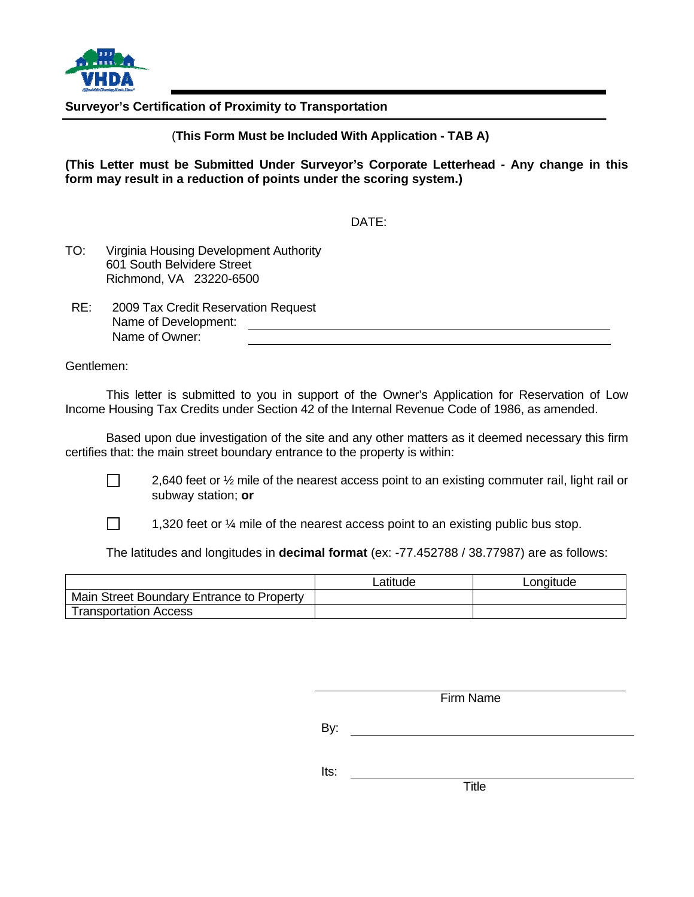**Surveyor's Certification of Proximity to Transportation**

(**This Form Must be Included With Application - TAB A)**

**(This Letter must be Submitted Under Surveyor's Corporate Letterhead - Any change in this form may result in a reduction of points under the scoring system.)**

DATE:

TO: Virginia Housing Development Authority
601 South Belvidere Street
Richmond, VA 23220-6500

RE: 2009 Tax Credit Reservation Request
Name of Development: ____________________
Name of Owner: ____________________

Gentlemen:

This letter is submitted to you in support of the Owner's Application for Reservation of Low Income Housing Tax Credits under Section 42 of the Internal Revenue Code of 1986, as amended.

Based upon due investigation of the site and any other matters as it deemed necessary this firm certifies that: the main street boundary entrance to the property is within:

☐ 2,640 feet or ½ mile of the nearest access point to an existing commuter rail, light rail or subway station; **or**

☐ 1,320 feet or ¼ mile of the nearest access point to an existing public bus stop.

The latitudes and longitudes in **decimal format** (ex: -77.452788 / 38.77987) are as follows:

| | Latitude | Longitude |
|---|---|---|
| Main Street Boundary Entrance to Property | | |
| Transportation Access | | |

____________________
Firm Name

By: ____________________

Its: ____________________
Title